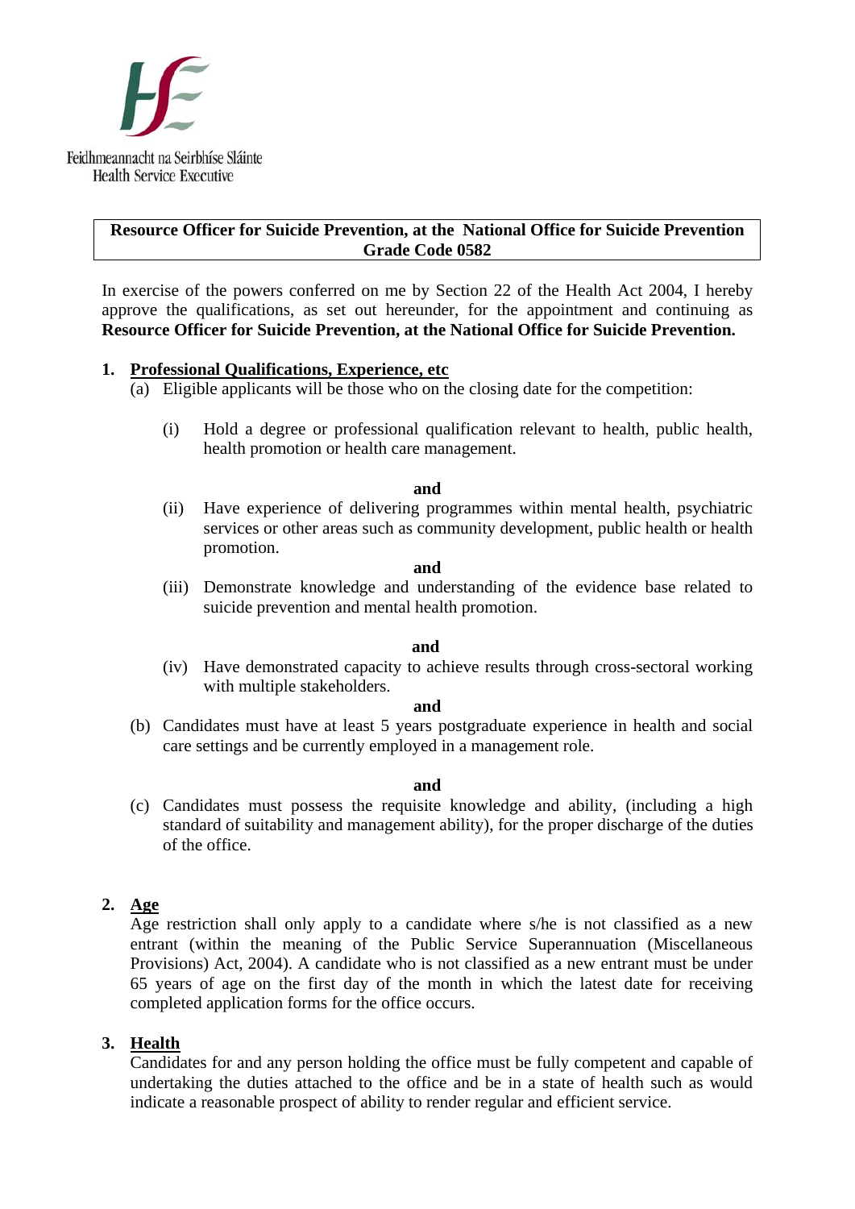Feidhmeannacht na Seirbhíse Sláinte
Health Service Executive

**Resource Officer for Suicide Prevention, at the National Office for Suicide Prevention**
**Grade Code 0582**

In exercise of the powers conferred on me by Section 22 of the Health Act 2004, I hereby approve the qualifications, as set out hereunder, for the appointment and continuing as **Resource Officer for Suicide Prevention, at the National Office for Suicide Prevention.**

1. **Professional Qualifications, Experience, etc**

   (a) Eligible applicants will be those who on the closing date for the competition:

   (i) Hold a degree or professional qualification relevant to health, public health, health promotion or health care management.

   **and**

   (ii) Have experience of delivering programmes within mental health, psychiatric services or other areas such as community development, public health or health promotion.

   **and**

   (iii) Demonstrate knowledge and understanding of the evidence base related to suicide prevention and mental health promotion.

   **and**

   (iv) Have demonstrated capacity to achieve results through cross-sectoral working with multiple stakeholders.

   **and**

   (b) Candidates must have at least 5 years postgraduate experience in health and social care settings and be currently employed in a management role.

   **and**

   (c) Candidates must possess the requisite knowledge and ability, (including a high standard of suitability and management ability), for the proper discharge of the duties of the office.

2. **Age**

   Age restriction shall only apply to a candidate where s/he is not classified as a new entrant (within the meaning of the Public Service Superannuation (Miscellaneous Provisions) Act, 2004). A candidate who is not classified as a new entrant must be under 65 years of age on the first day of the month in which the latest date for receiving completed application forms for the office occurs.

3. **Health**

   Candidates for and any person holding the office must be fully competent and capable of undertaking the duties attached to the office and be in a state of health such as would indicate a reasonable prospect of ability to render regular and efficient service.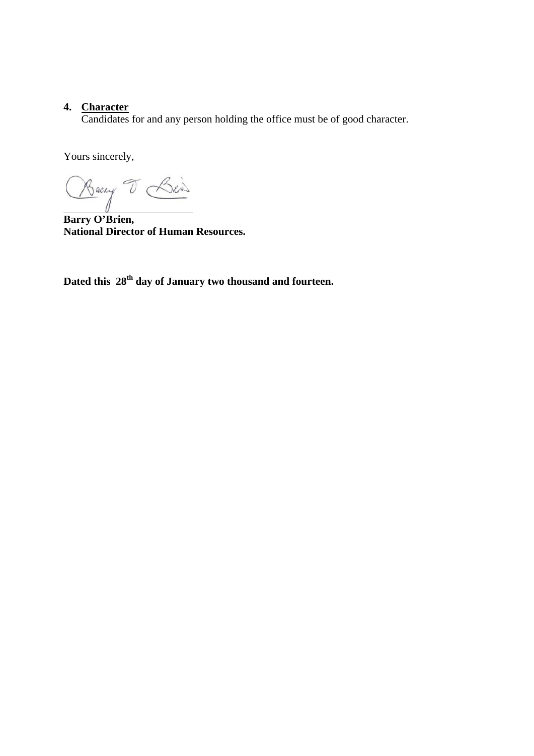**4. Character**

Candidates for and any person holding the office must be of good character.

Yours sincerely,

**Barry O'Brien,**
**National Director of Human Resources.**

**Dated this 28th day of January two thousand and fourteen.**